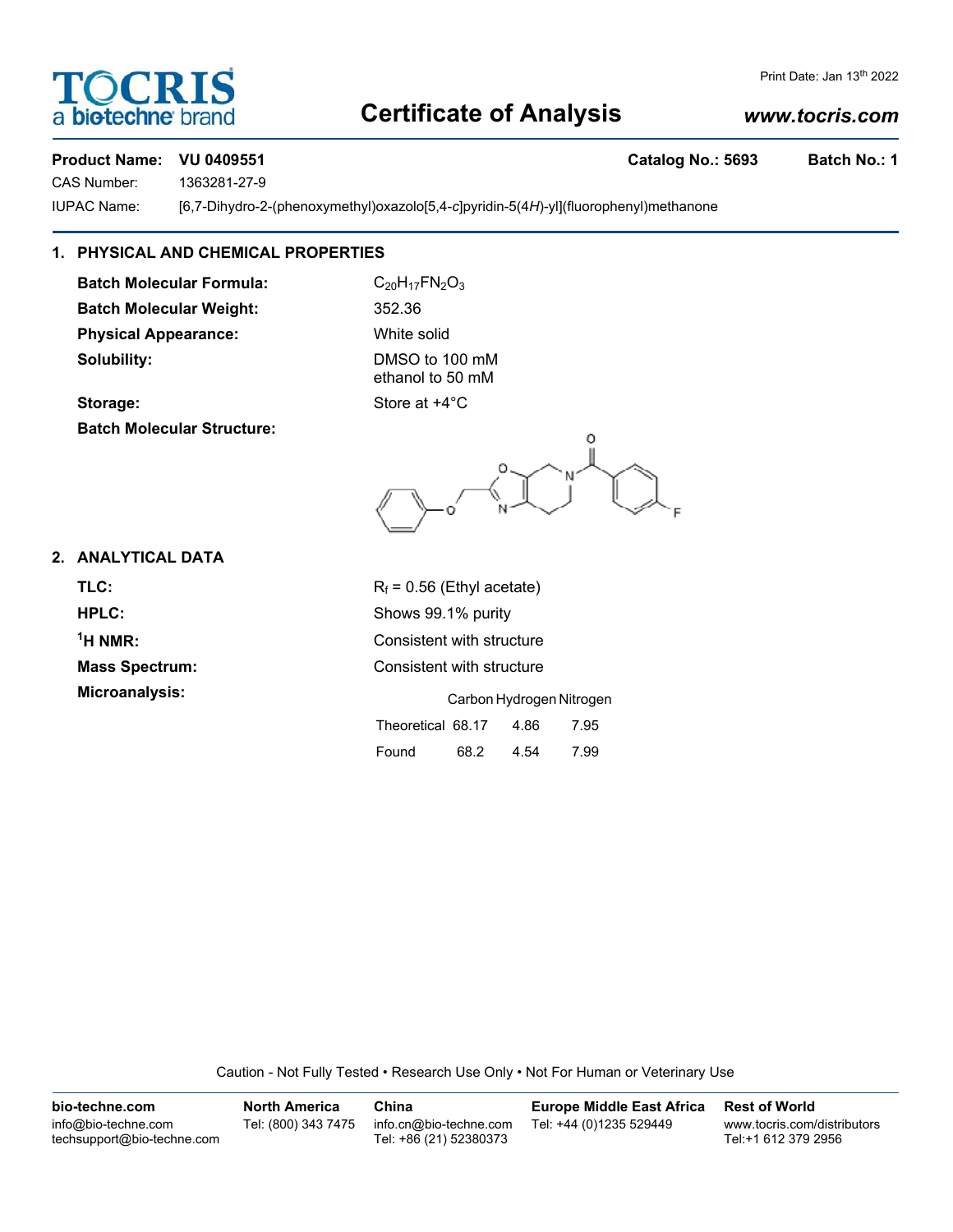# TOCRIS a biotechne brand

## Certificate of Analysis

*www.tocris.com*

Print Date: Jan 13th 2022

**Product Name: VU 0409551** **Catalog No.: 5693** **Batch No.: 1**

CAS Number: 1363281-27-9

IUPAC Name: [6,7-Dihydro-2-(phenoxymethyl)oxazolo[5,4-*c*]pyridin-5(4*H*)-yl](fluorophenyl)methanone

### 1. PHYSICAL AND CHEMICAL PROPERTIES

**Batch Molecular Formula:** $C_{20}H_{17}FN_2O_3$

**Batch Molecular Weight:** 352.36

**Physical Appearance:** White solid

**Solubility:** DMSO to 100 mM
ethanol to 50 mM

**Storage:** Store at +4°C

**Batch Molecular Structure:**

### 2. ANALYTICAL DATA

**TLC:** $R_f$ = 0.56 (Ethyl acetate)

**HPLC:** Shows 99.1% purity

**$^1$H NMR:** Consistent with structure

**Mass Spectrum:** Consistent with structure

**Microanalysis:**

| | Carbon | Hydrogen | Nitrogen |
|---|---|---|---|
| Theoretical | 68.17 | 4.86 | 7.95 |
| Found | 68.2 | 4.54 | 7.99 |

Caution - Not Fully Tested • Research Use Only • Not For Human or Veterinary Use

| bio-techne.com | North America | China | Europe Middle East Africa | Rest of World |
|---|---|---|---|---|
| info@bio-techne.com<br>techsupport@bio-techne.com | Tel: (800) 343 7475 | info.cn@bio-techne.com<br>Tel: +86 (21) 52380373 | Tel: +44 (0)1235 529449 | www.tocris.com/distributors<br>Tel:+1 612 379 2956 |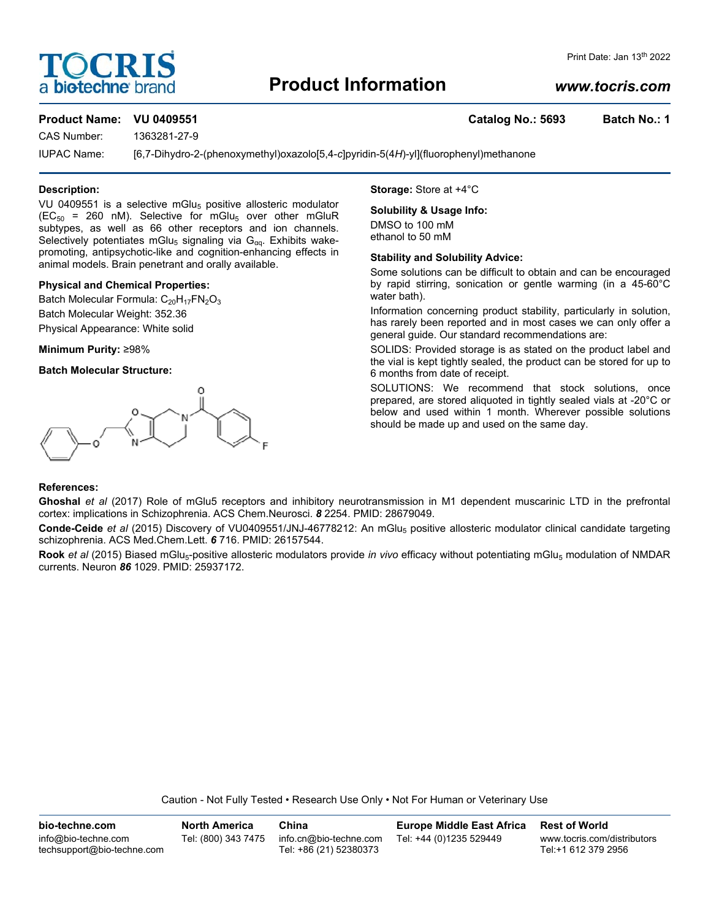# Product Information

**Product Name: VU 0409551** **Catalog No.: 5693** **Batch No.: 1**

CAS Number: 1363281-27-9

IUPAC Name: [6,7-Dihydro-2-(phenoxymethyl)oxazolo[5,4-*c*]pyridin-5(4*H*)-yl](fluorophenyl)methanone

### Description:

VU 0409551 is a selective $mGlu_5$ positive allosteric modulator ($EC_{50}$ = 260 nM). Selective for $mGlu_5$ over other mGluR subtypes, as well as 66 other receptors and ion channels. Selectively potentiates $mGlu_5$ signaling via $G_{\alpha q}$. Exhibits wake-promoting, antipsychotic-like and cognition-enhancing effects in animal models. Brain penetrant and orally available.

### Physical and Chemical Properties:

Batch Molecular Formula: $C_{20}H_{17}FN_2O_3$

Batch Molecular Weight: 352.36

Physical Appearance: White solid

**Minimum Purity:** ≥98%

**Batch Molecular Structure:**

### Storage: Store at +4°C

### Solubility & Usage Info:

DMSO to 100 mM
ethanol to 50 mM

### Stability and Solubility Advice:

Some solutions can be difficult to obtain and can be encouraged by rapid stirring, sonication or gentle warming (in a 45-60°C water bath).

Information concerning product stability, particularly in solution, has rarely been reported and in most cases we can only offer a general guide. Our standard recommendations are:

SOLIDS: Provided storage is as stated on the product label and the vial is kept tightly sealed, the product can be stored for up to 6 months from date of receipt.

SOLUTIONS: We recommend that stock solutions, once prepared, are stored aliquoted in tightly sealed vials at -20°C or below and used within 1 month. Wherever possible solutions should be made up and used on the same day.

### References:

**Ghoshal** *et al* (2017) Role of mGlu5 receptors and inhibitory neurotransmission in M1 dependent muscarinic LTD in the prefrontal cortex: implications in Schizophrenia. ACS Chem.Neurosci. ***8*** 2254. PMID: 28679049.

**Conde-Ceide** *et al* (2015) Discovery of VU0409551/JNJ-46778212: An $mGlu_5$ positive allosteric modulator clinical candidate targeting schizophrenia. ACS Med.Chem.Lett. ***6*** 716. PMID: 26157544.

**Rook** *et al* (2015) Biased $mGlu_5$-positive allosteric modulators provide *in vivo* efficacy without potentiating $mGlu_5$ modulation of NMDAR currents. Neuron ***86*** 1029. PMID: 25937172.

Caution - Not Fully Tested • Research Use Only • Not For Human or Veterinary Use

**bio-techne.com**
info@bio-techne.com
techsupport@bio-techne.com

**North America**
Tel: (800) 343 7475

**China**
info.cn@bio-techne.com
Tel: +86 (21) 52380373

**Europe Middle East Africa**
Tel: +44 (0)1235 529449

**Rest of World**
www.tocris.com/distributors
Tel:+1 612 379 2956